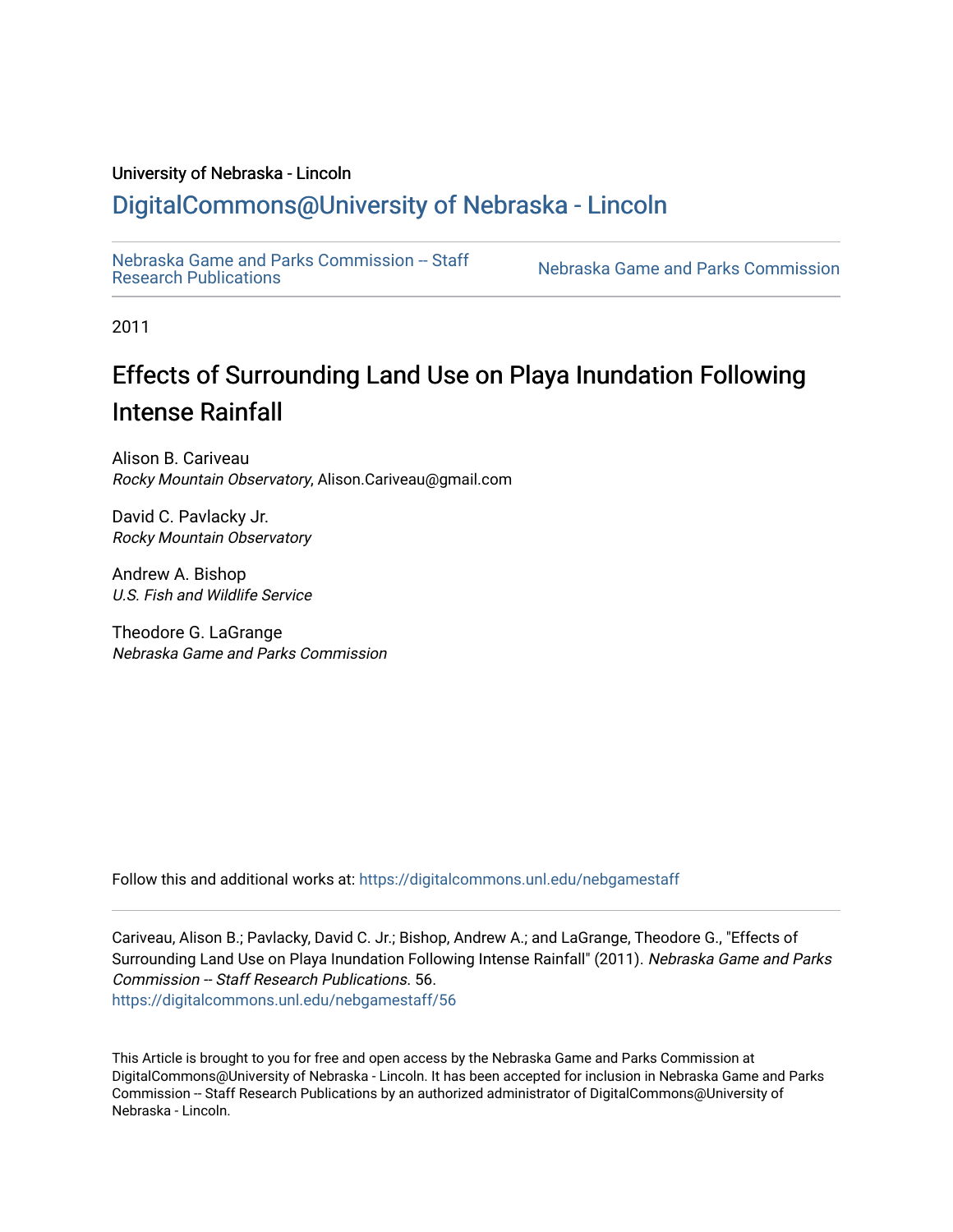University of Nebraska - Lincoln

## DigitalCommons@University of Nebraska - Lincoln

Nebraska Game and Parks Commission -- Staff Research Publications | Nebraska Game and Parks Commission

2011

# Effects of Surrounding Land Use on Playa Inundation Following Intense Rainfall

Alison B. Cariveau
*Rocky Mountain Observatory*, Alison.Cariveau@gmail.com

David C. Pavlacky Jr.
*Rocky Mountain Observatory*

Andrew A. Bishop
*U.S. Fish and Wildlife Service*

Theodore G. LaGrange
*Nebraska Game and Parks Commission*

Follow this and additional works at: https://digitalcommons.unl.edu/nebgamestaff

Cariveau, Alison B.; Pavlacky, David C. Jr.; Bishop, Andrew A.; and LaGrange, Theodore G., "Effects of Surrounding Land Use on Playa Inundation Following Intense Rainfall" (2011). *Nebraska Game and Parks Commission -- Staff Research Publications*. 56.
https://digitalcommons.unl.edu/nebgamestaff/56

This Article is brought to you for free and open access by the Nebraska Game and Parks Commission at DigitalCommons@University of Nebraska - Lincoln. It has been accepted for inclusion in Nebraska Game and Parks Commission -- Staff Research Publications by an authorized administrator of DigitalCommons@University of Nebraska - Lincoln.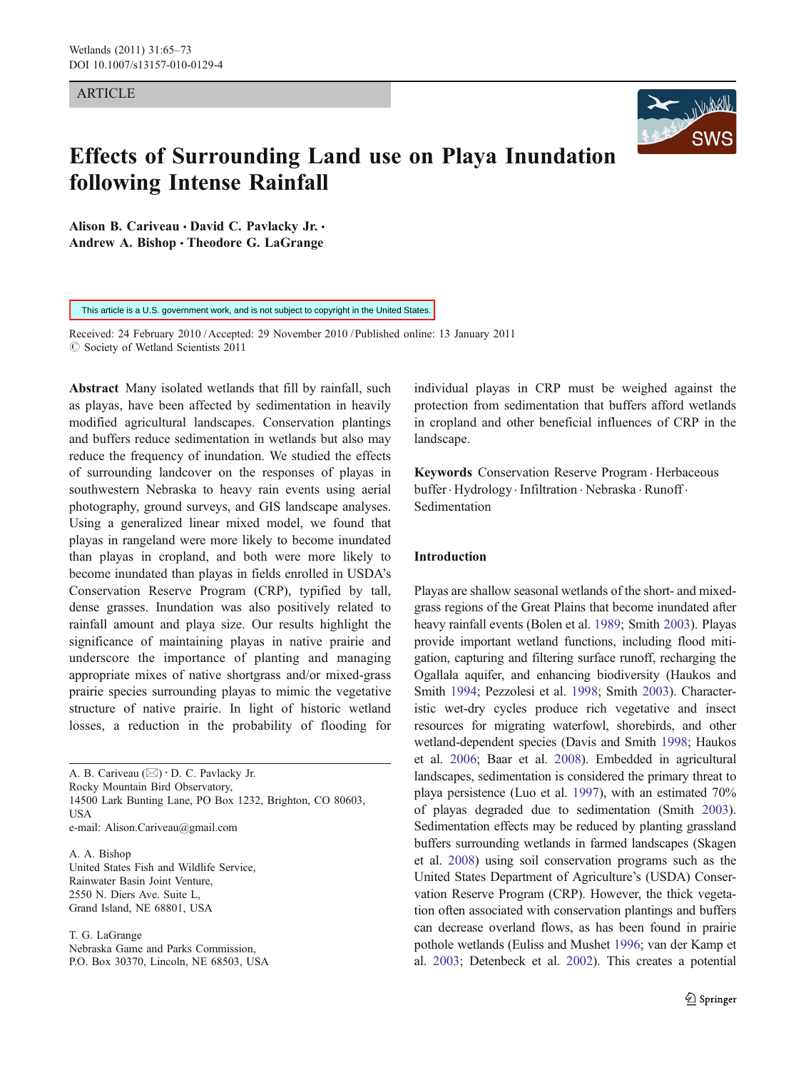ARTICLE

# Effects of Surrounding Land use on Playa Inundation following Intense Rainfall

**Alison B. Cariveau · David C. Pavlacky Jr. · Andrew A. Bishop · Theodore G. LaGrange**

This article is a U.S. government work, and is not subject to copyright in the United States.

Received: 24 February 2010 / Accepted: 29 November 2010 / Published online: 13 January 2011
© Society of Wetland Scientists 2011

**Abstract** Many isolated wetlands that fill by rainfall, such as playas, have been affected by sedimentation in heavily modified agricultural landscapes. Conservation plantings and buffers reduce sedimentation in wetlands but also may reduce the frequency of inundation. We studied the effects of surrounding landcover on the responses of playas in southwestern Nebraska to heavy rain events using aerial photography, ground surveys, and GIS landscape analyses. Using a generalized linear mixed model, we found that playas in rangeland were more likely to become inundated than playas in cropland, and both were more likely to become inundated than playas in fields enrolled in USDA's Conservation Reserve Program (CRP), typified by tall, dense grasses. Inundation was also positively related to rainfall amount and playa size. Our results highlight the significance of maintaining playas in native prairie and underscore the importance of planting and managing appropriate mixes of native shortgrass and/or mixed-grass prairie species surrounding playas to mimic the vegetative structure of native prairie. In light of historic wetland losses, a reduction in the probability of flooding for individual playas in CRP must be weighed against the protection from sedimentation that buffers afford wetlands in cropland and other beneficial influences of CRP in the landscape.

**Keywords** Conservation Reserve Program · Herbaceous buffer · Hydrology · Infiltration · Nebraska · Runoff · Sedimentation

A. B. Cariveau (✉) · D. C. Pavlacky Jr.
Rocky Mountain Bird Observatory,
14500 Lark Bunting Lane, PO Box 1232, Brighton, CO 80603, USA
e-mail: Alison.Cariveau@gmail.com

A. A. Bishop
United States Fish and Wildlife Service,
Rainwater Basin Joint Venture,
2550 N. Diers Ave. Suite L,
Grand Island, NE 68801, USA

T. G. LaGrange
Nebraska Game and Parks Commission,
P.O. Box 30370, Lincoln, NE 68503, USA

## Introduction

Playas are shallow seasonal wetlands of the short- and mixed-grass regions of the Great Plains that become inundated after heavy rainfall events (Bolen et al. 1989; Smith 2003). Playas provide important wetland functions, including flood mitigation, capturing and filtering surface runoff, recharging the Ogallala aquifer, and enhancing biodiversity (Haukos and Smith 1994; Pezzolesi et al. 1998; Smith 2003). Characteristic wet-dry cycles produce rich vegetative and insect resources for migrating waterfowl, shorebirds, and other wetland-dependent species (Davis and Smith 1998; Haukos et al. 2006; Baar et al. 2008). Embedded in agricultural landscapes, sedimentation is considered the primary threat to playa persistence (Luo et al. 1997), with an estimated 70% of playas degraded due to sedimentation (Smith 2003). Sedimentation effects may be reduced by planting grassland buffers surrounding wetlands in farmed landscapes (Skagen et al. 2008) using soil conservation programs such as the United States Department of Agriculture's (USDA) Conservation Reserve Program (CRP). However, the thick vegetation often associated with conservation plantings and buffers can decrease overland flows, as has been found in prairie pothole wetlands (Euliss and Mushet 1996; van der Kamp et al. 2003; Detenbeck et al. 2002). This creates a potential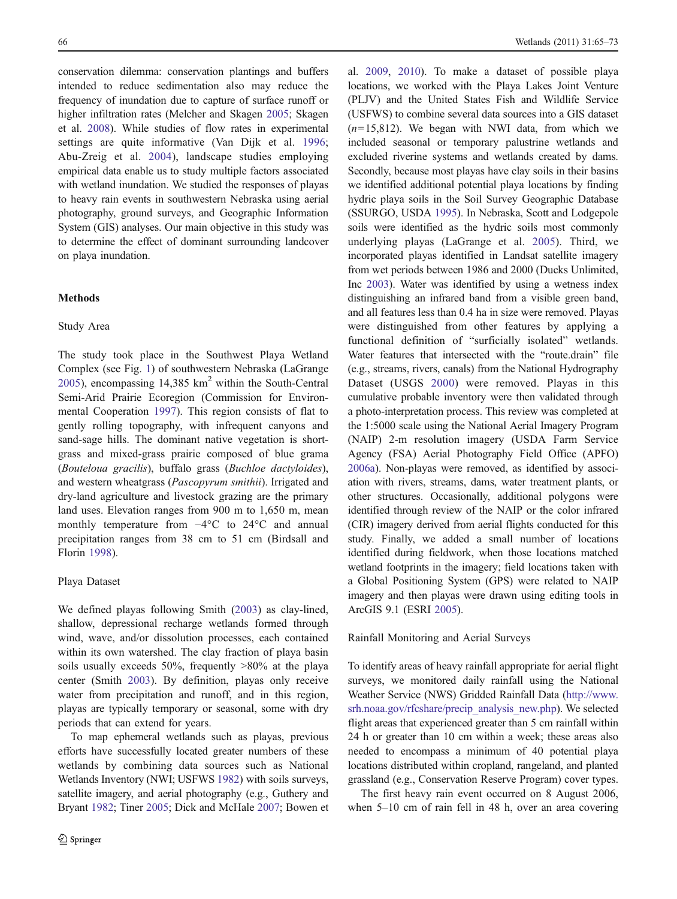conservation dilemma: conservation plantings and buffers intended to reduce sedimentation also may reduce the frequency of inundation due to capture of surface runoff or higher infiltration rates (Melcher and Skagen 2005; Skagen et al. 2008). While studies of flow rates in experimental settings are quite informative (Van Dijk et al. 1996; Abu-Zreig et al. 2004), landscape studies employing empirical data enable us to study multiple factors associated with wetland inundation. We studied the responses of playas to heavy rain events in southwestern Nebraska using aerial photography, ground surveys, and Geographic Information System (GIS) analyses. Our main objective in this study was to determine the effect of dominant surrounding landcover on playa inundation.

## Methods

### Study Area

The study took place in the Southwest Playa Wetland Complex (see Fig. 1) of southwestern Nebraska (LaGrange 2005), encompassing 14,385 km$^2$ within the South-Central Semi-Arid Prairie Ecoregion (Commission for Environmental Cooperation 1997). This region consists of flat to gently rolling topography, with infrequent canyons and sand-sage hills. The dominant native vegetation is shortgrass and mixed-grass prairie composed of blue grama (*Bouteloua gracilis*), buffalo grass (*Buchloe dactyloides*), and western wheatgrass (*Pascopyrum smithii*). Irrigated and dry-land agriculture and livestock grazing are the primary land uses. Elevation ranges from 900 m to 1,650 m, mean monthly temperature from −4°C to 24°C and annual precipitation ranges from 38 cm to 51 cm (Birdsall and Florin 1998).

### Playa Dataset

We defined playas following Smith (2003) as clay-lined, shallow, depressional recharge wetlands formed through wind, wave, and/or dissolution processes, each contained within its own watershed. The clay fraction of playa basin soils usually exceeds 50%, frequently >80% at the playa center (Smith 2003). By definition, playas only receive water from precipitation and runoff, and in this region, playas are typically temporary or seasonal, some with dry periods that can extend for years.

To map ephemeral wetlands such as playas, previous efforts have successfully located greater numbers of these wetlands by combining data sources such as National Wetlands Inventory (NWI; USFWS 1982) with soils surveys, satellite imagery, and aerial photography (e.g., Guthery and Bryant 1982; Tiner 2005; Dick and McHale 2007; Bowen et al. 2009, 2010). To make a dataset of possible playa locations, we worked with the Playa Lakes Joint Venture (PLJV) and the United States Fish and Wildlife Service (USFWS) to combine several data sources into a GIS dataset ($n$=15,812). We began with NWI data, from which we included seasonal or temporary palustrine wetlands and excluded riverine systems and wetlands created by dams. Secondly, because most playas have clay soils in their basins we identified additional potential playa locations by finding hydric playa soils in the Soil Survey Geographic Database (SSURGO, USDA 1995). In Nebraska, Scott and Lodgepole soils were identified as the hydric soils most commonly underlying playas (LaGrange et al. 2005). Third, we incorporated playas identified in Landsat satellite imagery from wet periods between 1986 and 2000 (Ducks Unlimited, Inc 2003). Water was identified by using a wetness index distinguishing an infrared band from a visible green band, and all features less than 0.4 ha in size were removed. Playas were distinguished from other features by applying a functional definition of "surficially isolated" wetlands. Water features that intersected with the "route.drain" file (e.g., streams, rivers, canals) from the National Hydrography Dataset (USGS 2000) were removed. Playas in this cumulative probable inventory were then validated through a photo-interpretation process. This review was completed at the 1:5000 scale using the National Aerial Imagery Program (NAIP) 2-m resolution imagery (USDA Farm Service Agency (FSA) Aerial Photography Field Office (APFO) 2006a). Non-playas were removed, as identified by association with rivers, streams, dams, water treatment plants, or other structures. Occasionally, additional polygons were identified through review of the NAIP or the color infrared (CIR) imagery derived from aerial flights conducted for this study. Finally, we added a small number of locations identified during fieldwork, when those locations matched wetland footprints in the imagery; field locations taken with a Global Positioning System (GPS) were related to NAIP imagery and then playas were drawn using editing tools in ArcGIS 9.1 (ESRI 2005).

### Rainfall Monitoring and Aerial Surveys

To identify areas of heavy rainfall appropriate for aerial flight surveys, we monitored daily rainfall using the National Weather Service (NWS) Gridded Rainfall Data (http://www.srh.noaa.gov/rfcshare/precip_analysis_new.php). We selected flight areas that experienced greater than 5 cm rainfall within 24 h or greater than 10 cm within a week; these areas also needed to encompass a minimum of 40 potential playa locations distributed within cropland, rangeland, and planted grassland (e.g., Conservation Reserve Program) cover types.

The first heavy rain event occurred on 8 August 2006, when 5–10 cm of rain fell in 48 h, over an area covering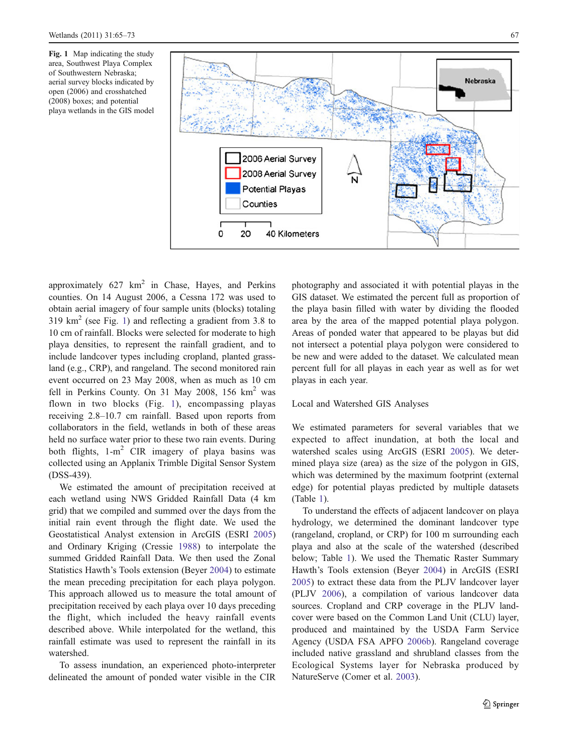**Fig. 1** Map indicating the study area, Southwest Playa Complex of Southwestern Nebraska; aerial survey blocks indicated by open (2006) and crosshatched (2008) boxes; and potential playa wetlands in the GIS model

approximately 627 km$^2$ in Chase, Hayes, and Perkins counties. On 14 August 2006, a Cessna 172 was used to obtain aerial imagery of four sample units (blocks) totaling 319 km$^2$ (see Fig. 1) and reflecting a gradient from 3.8 to 10 cm of rainfall. Blocks were selected for moderate to high playa densities, to represent the rainfall gradient, and to include landcover types including cropland, planted grassland (e.g., CRP), and rangeland. The second monitored rain event occurred on 23 May 2008, when as much as 10 cm fell in Perkins County. On 31 May 2008, 156 km$^2$ was flown in two blocks (Fig. 1), encompassing playas receiving 2.8–10.7 cm rainfall. Based upon reports from collaborators in the field, wetlands in both of these areas held no surface water prior to these two rain events. During both flights, 1-m$^2$ CIR imagery of playa basins was collected using an Applanix Trimble Digital Sensor System (DSS-439).

We estimated the amount of precipitation received at each wetland using NWS Gridded Rainfall Data (4 km grid) that we compiled and summed over the days from the initial rain event through the flight date. We used the Geostatistical Analyst extension in ArcGIS (ESRI 2005) and Ordinary Kriging (Cressie 1988) to interpolate the summed Gridded Rainfall Data. We then used the Zonal Statistics Hawth's Tools extension (Beyer 2004) to estimate the mean preceding precipitation for each playa polygon. This approach allowed us to measure the total amount of precipitation received by each playa over 10 days preceding the flight, which included the heavy rainfall events described above. While interpolated for the wetland, this rainfall estimate was used to represent the rainfall in its watershed.

To assess inundation, an experienced photo-interpreter delineated the amount of ponded water visible in the CIR photography and associated it with potential playas in the GIS dataset. We estimated the percent full as proportion of the playa basin filled with water by dividing the flooded area by the area of the mapped potential playa polygon. Areas of ponded water that appeared to be playas but did not intersect a potential playa polygon were considered to be new and were added to the dataset. We calculated mean percent full for all playas in each year as well as for wet playas in each year.

## Local and Watershed GIS Analyses

We estimated parameters for several variables that we expected to affect inundation, at both the local and watershed scales using ArcGIS (ESRI 2005). We determined playa size (area) as the size of the polygon in GIS, which was determined by the maximum footprint (external edge) for potential playas predicted by multiple datasets (Table 1).

To understand the effects of adjacent landcover on playa hydrology, we determined the dominant landcover type (rangeland, cropland, or CRP) for 100 m surrounding each playa and also at the scale of the watershed (described below; Table 1). We used the Thematic Raster Summary Hawth's Tools extension (Beyer 2004) in ArcGIS (ESRI 2005) to extract these data from the PLJV landcover layer (PLJV 2006), a compilation of various landcover data sources. Cropland and CRP coverage in the PLJV landcover were based on the Common Land Unit (CLU) layer, produced and maintained by the USDA Farm Service Agency (USDA FSA APFO 2006b). Rangeland coverage included native grassland and shrubland classes from the Ecological Systems layer for Nebraska produced by NatureServe (Comer et al. 2003).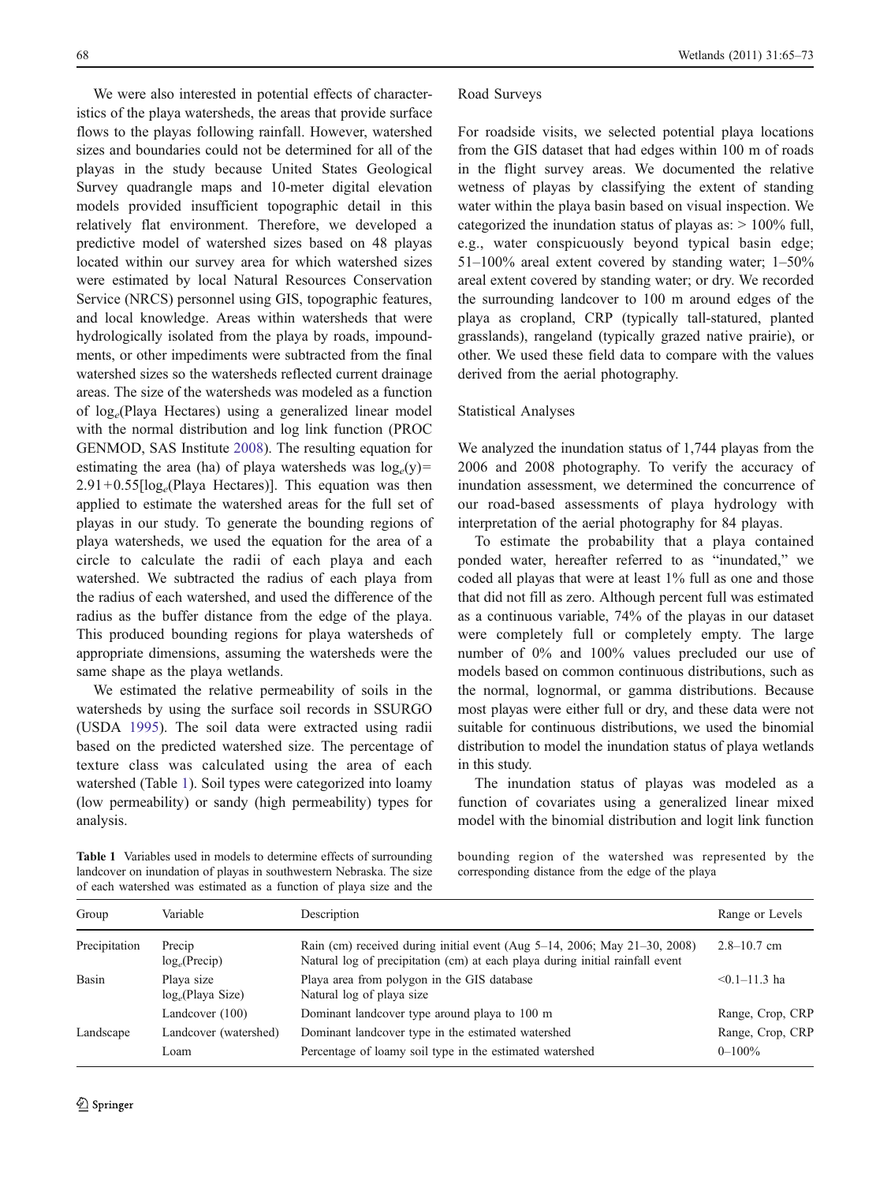We were also interested in potential effects of characteristics of the playa watersheds, the areas that provide surface flows to the playas following rainfall. However, watershed sizes and boundaries could not be determined for all of the playas in the study because United States Geological Survey quadrangle maps and 10-meter digital elevation models provided insufficient topographic detail in this relatively flat environment. Therefore, we developed a predictive model of watershed sizes based on 48 playas located within our survey area for which watershed sizes were estimated by local Natural Resources Conservation Service (NRCS) personnel using GIS, topographic features, and local knowledge. Areas within watersheds that were hydrologically isolated from the playa by roads, impoundments, or other impediments were subtracted from the final watershed sizes so the watersheds reflected current drainage areas. The size of the watersheds was modeled as a function of $\log_e$(Playa Hectares) using a generalized linear model with the normal distribution and log link function (PROC GENMOD, SAS Institute 2008). The resulting equation for estimating the area (ha) of playa watersheds was $\log_e(y) = 2.91 + 0.55[\log_e(\text{Playa Hectares})]$. This equation was then applied to estimate the watershed areas for the full set of playas in our study. To generate the bounding regions of playa watersheds, we used the equation for the area of a circle to calculate the radii of each playa and each watershed. We subtracted the radius of each playa from the radius of each watershed, and used the difference of the radius as the buffer distance from the edge of the playa. This produced bounding regions for playa watersheds of appropriate dimensions, assuming the watersheds were the same shape as the playa wetlands.

We estimated the relative permeability of soils in the watersheds by using the surface soil records in SSURGO (USDA 1995). The soil data were extracted using radii based on the predicted watershed size. The percentage of texture class was calculated using the area of each watershed (Table 1). Soil types were categorized into loamy (low permeability) or sandy (high permeability) types for analysis.

### Road Surveys

For roadside visits, we selected potential playa locations from the GIS dataset that had edges within 100 m of roads in the flight survey areas. We documented the relative wetness of playas by classifying the extent of standing water within the playa basin based on visual inspection. We categorized the inundation status of playas as: > 100% full, e.g., water conspicuously beyond typical basin edge; 51–100% areal extent covered by standing water; 1–50% areal extent covered by standing water; or dry. We recorded the surrounding landcover to 100 m around edges of the playa as cropland, CRP (typically tall-statured, planted grasslands), rangeland (typically grazed native prairie), or other. We used these field data to compare with the values derived from the aerial photography.

### Statistical Analyses

We analyzed the inundation status of 1,744 playas from the 2006 and 2008 photography. To verify the accuracy of inundation assessment, we determined the concurrence of our road-based assessments of playa hydrology with interpretation of the aerial photography for 84 playas.

To estimate the probability that a playa contained ponded water, hereafter referred to as "inundated," we coded all playas that were at least 1% full as one and those that did not fill as zero. Although percent full was estimated as a continuous variable, 74% of the playas in our dataset were completely full or completely empty. The large number of 0% and 100% values precluded our use of models based on common continuous distributions, such as the normal, lognormal, or gamma distributions. Because most playas were either full or dry, and these data were not suitable for continuous distributions, we used the binomial distribution to model the inundation status of playa wetlands in this study.

The inundation status of playas was modeled as a function of covariates using a generalized linear mixed model with the binomial distribution and logit link function

**Table 1** Variables used in models to determine effects of surrounding landcover on inundation of playas in southwestern Nebraska. The size of each watershed was estimated as a function of playa size and the bounding region of the watershed was represented by the corresponding distance from the edge of the playa

| Group | Variable | Description | Range or Levels |
|---|---|---|---|
| Precipitation | Precip | Rain (cm) received during initial event (Aug 5–14, 2006; May 21–30, 2008) | 2.8–10.7 cm |
| | $\log_e$(Precip) | Natural log of precipitation (cm) at each playa during initial rainfall event | |
| Basin | Playa size | Playa area from polygon in the GIS database | <0.1–11.3 ha |
| | $\log_e$(Playa Size) | Natural log of playa size | |
| | Landcover (100) | Dominant landcover type around playa to 100 m | Range, Crop, CRP |
| Landscape | Landcover (watershed) | Dominant landcover type in the estimated watershed | Range, Crop, CRP |
| | Loam | Percentage of loamy soil type in the estimated watershed | 0–100% |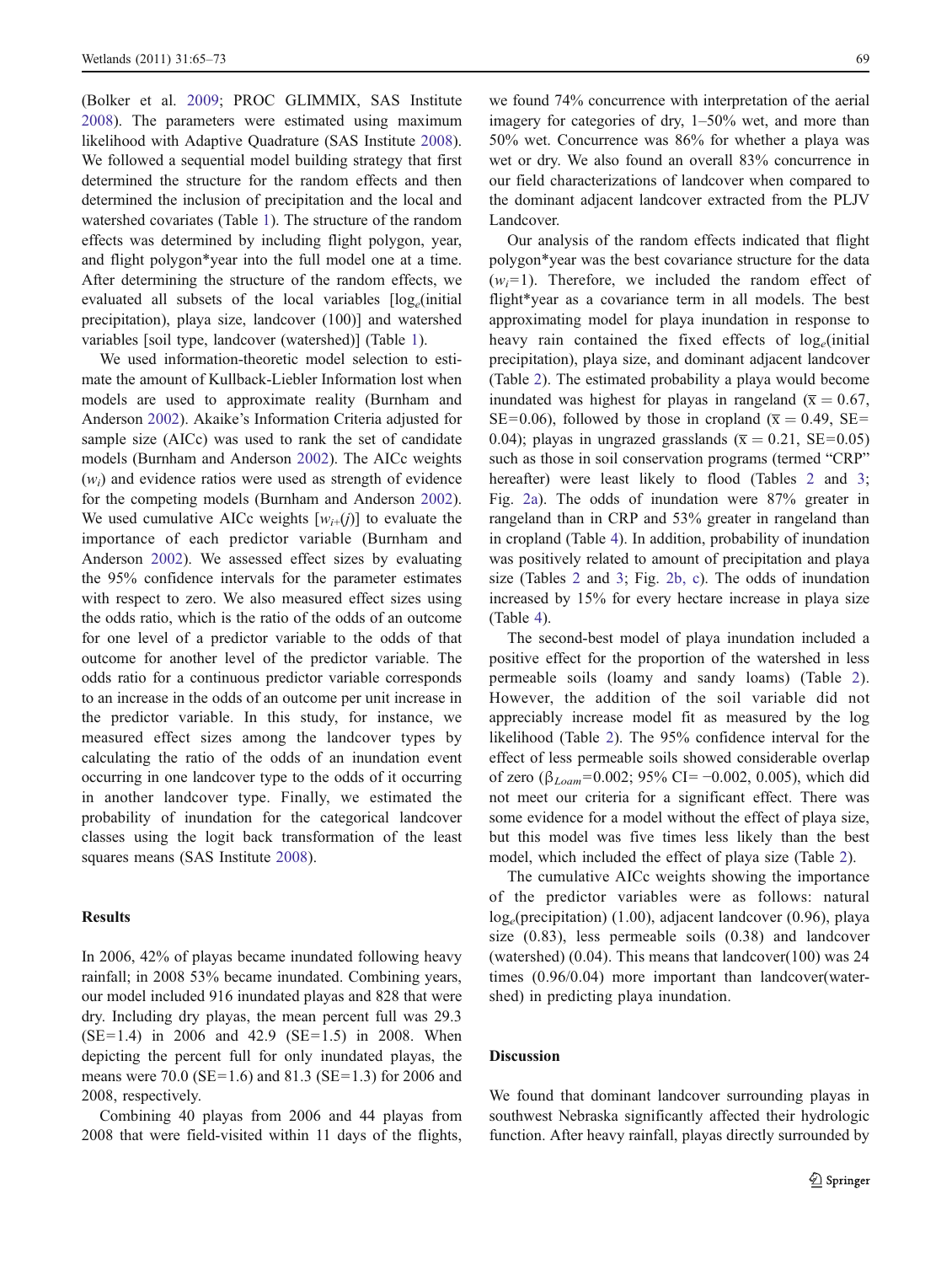(Bolker et al. 2009; PROC GLIMMIX, SAS Institute 2008). The parameters were estimated using maximum likelihood with Adaptive Quadrature (SAS Institute 2008). We followed a sequential model building strategy that first determined the structure for the random effects and then determined the inclusion of precipitation and the local and watershed covariates (Table 1). The structure of the random effects was determined by including flight polygon, year, and flight polygon*year into the full model one at a time. After determining the structure of the random effects, we evaluated all subsets of the local variables [$\log_e$(initial precipitation), playa size, landcover (100)] and watershed variables [soil type, landcover (watershed)] (Table 1).

We used information-theoretic model selection to estimate the amount of Kullback-Liebler Information lost when models are used to approximate reality (Burnham and Anderson 2002). Akaike's Information Criteria adjusted for sample size (AICc) was used to rank the set of candidate models (Burnham and Anderson 2002). The AICc weights ($w_i$) and evidence ratios were used as strength of evidence for the competing models (Burnham and Anderson 2002). We used cumulative AICc weights [$w_{i+}(j)$] to evaluate the importance of each predictor variable (Burnham and Anderson 2002). We assessed effect sizes by evaluating the 95% confidence intervals for the parameter estimates with respect to zero. We also measured effect sizes using the odds ratio, which is the ratio of the odds of an outcome for one level of a predictor variable to the odds of that outcome for another level of the predictor variable. The odds ratio for a continuous predictor variable corresponds to an increase in the odds of an outcome per unit increase in the predictor variable. In this study, for instance, we measured effect sizes among the landcover types by calculating the ratio of the odds of an inundation event occurring in one landcover type to the odds of it occurring in another landcover type. Finally, we estimated the probability of inundation for the categorical landcover classes using the logit back transformation of the least squares means (SAS Institute 2008).

## Results

In 2006, 42% of playas became inundated following heavy rainfall; in 2008 53% became inundated. Combining years, our model included 916 inundated playas and 828 that were dry. Including dry playas, the mean percent full was 29.3 (SE=1.4) in 2006 and 42.9 (SE=1.5) in 2008. When depicting the percent full for only inundated playas, the means were 70.0 (SE=1.6) and 81.3 (SE=1.3) for 2006 and 2008, respectively.

Combining 40 playas from 2006 and 44 playas from 2008 that were field-visited within 11 days of the flights, we found 74% concurrence with interpretation of the aerial imagery for categories of dry, 1–50% wet, and more than 50% wet. Concurrence was 86% for whether a playa was wet or dry. We also found an overall 83% concurrence in our field characterizations of landcover when compared to the dominant adjacent landcover extracted from the PLJV Landcover.

Our analysis of the random effects indicated that flight polygon*year was the best covariance structure for the data ($w_i$=1). Therefore, we included the random effect of flight*year as a covariance term in all models. The best approximating model for playa inundation in response to heavy rain contained the fixed effects of $\log_e$(initial precipitation), playa size, and dominant adjacent landcover (Table 2). The estimated probability a playa would become inundated was highest for playas in rangeland ($\overline{x} = 0.67$, SE=0.06), followed by those in cropland ($\overline{x} = 0.49$, SE=0.04); playas in ungrazed grasslands ($\overline{x} = 0.21$, SE=0.05) such as those in soil conservation programs (termed "CRP" hereafter) were least likely to flood (Tables 2 and 3; Fig. 2a). The odds of inundation were 87% greater in rangeland than in CRP and 53% greater in rangeland than in cropland (Table 4). In addition, probability of inundation was positively related to amount of precipitation and playa size (Tables 2 and 3; Fig. 2b, c). The odds of inundation increased by 15% for every hectare increase in playa size (Table 4).

The second-best model of playa inundation included a positive effect for the proportion of the watershed in less permeable soils (loamy and sandy loams) (Table 2). However, the addition of the soil variable did not appreciably increase model fit as measured by the log likelihood (Table 2). The 95% confidence interval for the effect of less permeable soils showed considerable overlap of zero ($\beta_{Loam}$=0.002; 95% CI= −0.002, 0.005), which did not meet our criteria for a significant effect. There was some evidence for a model without the effect of playa size, but this model was five times less likely than the best model, which included the effect of playa size (Table 2).

The cumulative AICc weights showing the importance of the predictor variables were as follows: natural $\log_e$(precipitation) (1.00), adjacent landcover (0.96), playa size (0.83), less permeable soils (0.38) and landcover (watershed) (0.04). This means that landcover(100) was 24 times (0.96/0.04) more important than landcover(watershed) in predicting playa inundation.

## Discussion

We found that dominant landcover surrounding playas in southwest Nebraska significantly affected their hydrologic function. After heavy rainfall, playas directly surrounded by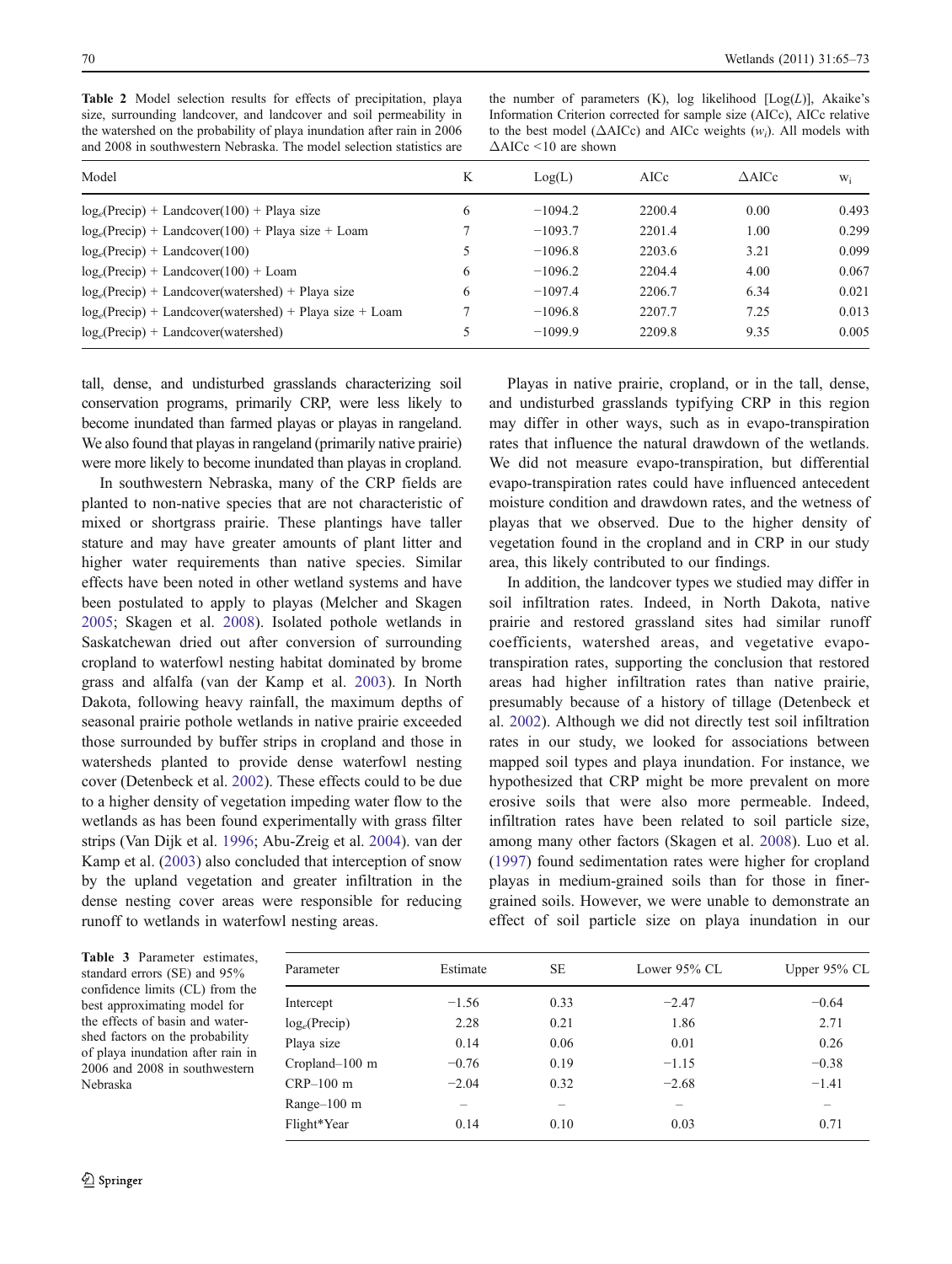**Table 2** Model selection results for effects of precipitation, playa size, surrounding landcover, and landcover and soil permeability in the watershed on the probability of playa inundation after rain in 2006 and 2008 in southwestern Nebraska. The model selection statistics are the number of parameters (K), log likelihood [Log($L$)], Akaike's Information Criterion corrected for sample size (AICc), AICc relative to the best model (ΔAICc) and AICc weights ($w_i$). All models with ΔAICc <10 are shown

| Model | K | Log(L) | AICc | ΔAICc | $w_i$ |
|---|---|---|---|---|---|
| $\log_e$(Precip) + Landcover(100) + Playa size | 6 | −1094.2 | 2200.4 | 0.00 | 0.493 |
| $\log_e$(Precip) + Landcover(100) + Playa size + Loam | 7 | −1093.7 | 2201.4 | 1.00 | 0.299 |
| $\log_e$(Precip) + Landcover(100) | 5 | −1096.8 | 2203.6 | 3.21 | 0.099 |
| $\log_e$(Precip) + Landcover(100) + Loam | 6 | −1096.2 | 2204.4 | 4.00 | 0.067 |
| $\log_e$(Precip) + Landcover(watershed) + Playa size | 6 | −1097.4 | 2206.7 | 6.34 | 0.021 |
| $\log_e$(Precip) + Landcover(watershed) + Playa size + Loam | 7 | −1096.8 | 2207.7 | 7.25 | 0.013 |
| $\log_e$(Precip) + Landcover(watershed) | 5 | −1099.9 | 2209.8 | 9.35 | 0.005 |

tall, dense, and undisturbed grasslands characterizing soil conservation programs, primarily CRP, were less likely to become inundated than farmed playas or playas in rangeland. We also found that playas in rangeland (primarily native prairie) were more likely to become inundated than playas in cropland.

In southwestern Nebraska, many of the CRP fields are planted to non-native species that are not characteristic of mixed or shortgrass prairie. These plantings have taller stature and may have greater amounts of plant litter and higher water requirements than native species. Similar effects have been noted in other wetland systems and have been postulated to apply to playas (Melcher and Skagen 2005; Skagen et al. 2008). Isolated pothole wetlands in Saskatchewan dried out after conversion of surrounding cropland to waterfowl nesting habitat dominated by brome grass and alfalfa (van der Kamp et al. 2003). In North Dakota, following heavy rainfall, the maximum depths of seasonal prairie pothole wetlands in native prairie exceeded those surrounded by buffer strips in cropland and those in watersheds planted to provide dense waterfowl nesting cover (Detenbeck et al. 2002). These effects could to be due to a higher density of vegetation impeding water flow to the wetlands as has been found experimentally with grass filter strips (Van Dijk et al. 1996; Abu-Zreig et al. 2004). van der Kamp et al. (2003) also concluded that interception of snow by the upland vegetation and greater infiltration in the dense nesting cover areas were responsible for reducing runoff to wetlands in waterfowl nesting areas.

Playas in native prairie, cropland, or in the tall, dense, and undisturbed grasslands typifying CRP in this region may differ in other ways, such as in evapo-transpiration rates that influence the natural drawdown of the wetlands. We did not measure evapo-transpiration, but differential evapo-transpiration rates could have influenced antecedent moisture condition and drawdown rates, and the wetness of playas that we observed. Due to the higher density of vegetation found in the cropland and in CRP in our study area, this likely contributed to our findings.

In addition, the landcover types we studied may differ in soil infiltration rates. Indeed, in North Dakota, native prairie and restored grassland sites had similar runoff coefficients, watershed areas, and vegetative evapo-transpiration rates, supporting the conclusion that restored areas had higher infiltration rates than native prairie, presumably because of a history of tillage (Detenbeck et al. 2002). Although we did not directly test soil infiltration rates in our study, we looked for associations between mapped soil types and playa inundation. For instance, we hypothesized that CRP might be more prevalent on more erosive soils that were also more permeable. Indeed, infiltration rates have been related to soil particle size, among many other factors (Skagen et al. 2008). Luo et al. (1997) found sedimentation rates were higher for cropland playas in medium-grained soils than for those in finer-grained soils. However, we were unable to demonstrate an effect of soil particle size on playa inundation in our

**Table 3** Parameter estimates, standard errors (SE) and 95% confidence limits (CL) from the best approximating model for the effects of basin and watershed factors on the probability of playa inundation after rain in 2006 and 2008 in southwestern Nebraska

| Parameter | Estimate | SE | Lower 95% CL | Upper 95% CL |
|---|---|---|---|---|
| Intercept | −1.56 | 0.33 | −2.47 | −0.64 |
| $\log_e$(Precip) | 2.28 | 0.21 | 1.86 | 2.71 |
| Playa size | 0.14 | 0.06 | 0.01 | 0.26 |
| Cropland–100 m | −0.76 | 0.19 | −1.15 | −0.38 |
| CRP–100 m | −2.04 | 0.32 | −2.68 | −1.41 |
| Range–100 m | – | – | – | – |
| Flight*Year | 0.14 | 0.10 | 0.03 | 0.71 |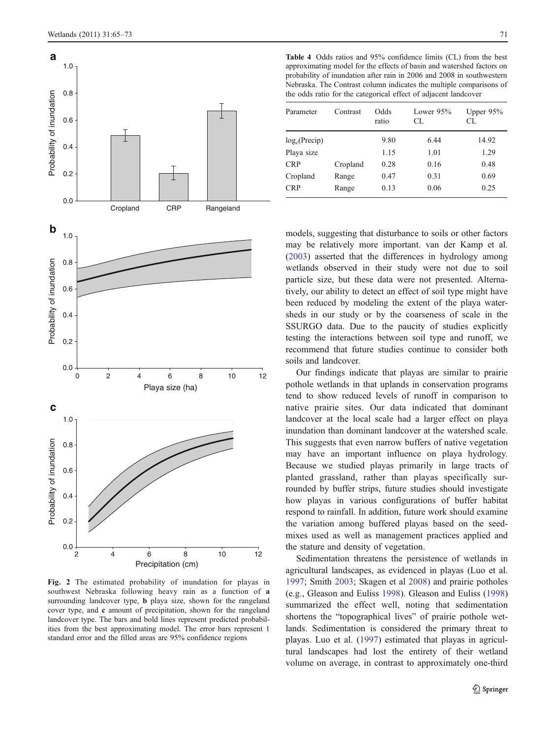**Fig. 2** The estimated probability of inundation for playas in southwest Nebraska following heavy rain as a function of **a** surrounding landcover type, **b** playa size, shown for the rangeland cover type, and **c** amount of precipitation, shown for the rangeland landcover type. The bars and bold lines represent predicted probabilities from the best approximating model. The error bars represent 1 standard error and the filled areas are 95% confidence regions

**Table 4** Odds ratios and 95% confidence limits (CL) from the best approximating model for the effects of basin and watershed factors on probability of inundation after rain in 2006 and 2008 in southwestern Nebraska. The Contrast column indicates the multiple comparisons of the odds ratio for the categorical effect of adjacent landcover

| Parameter | Contrast | Odds ratio | Lower 95% CL | Upper 95% CL |
|---|---|---|---|---|
| $\log_e$(Precip) | | 9.80 | 6.44 | 14.92 |
| Playa size | | 1.15 | 1.01 | 1.29 |
| CRP | Cropland | 0.28 | 0.16 | 0.48 |
| Cropland | Range | 0.47 | 0.31 | 0.69 |
| CRP | Range | 0.13 | 0.06 | 0.25 |

models, suggesting that disturbance to soils or other factors may be relatively more important. van der Kamp et al. (2003) asserted that the differences in hydrology among wetlands observed in their study were not due to soil particle size, but these data were not presented. Alternatively, our ability to detect an effect of soil type might have been reduced by modeling the extent of the playa watersheds in our study or by the coarseness of scale in the SSURGO data. Due to the paucity of studies explicitly testing the interactions between soil type and runoff, we recommend that future studies continue to consider both soils and landcover.

Our findings indicate that playas are similar to prairie pothole wetlands in that uplands in conservation programs tend to show reduced levels of runoff in comparison to native prairie sites. Our data indicated that dominant landcover at the local scale had a larger effect on playa inundation than dominant landcover at the watershed scale. This suggests that even narrow buffers of native vegetation may have an important influence on playa hydrology. Because we studied playas primarily in large tracts of planted grassland, rather than playas specifically surrounded by buffer strips, future studies should investigate how playas in various configurations of buffer habitat respond to rainfall. In addition, future work should examine the variation among buffered playas based on the seed-mixes used as well as management practices applied and the stature and density of vegetation.

Sedimentation threatens the persistence of wetlands in agricultural landscapes, as evidenced in playas (Luo et al. 1997; Smith 2003; Skagen et al 2008) and prairie potholes (e.g., Gleason and Euliss 1998). Gleason and Euliss (1998) summarized the effect well, noting that sedimentation shortens the "topographical lives" of prairie pothole wetlands. Sedimentation is considered the primary threat to playas. Luo et al. (1997) estimated that playas in agricultural landscapes had lost the entirety of their wetland volume on average, in contrast to approximately one-third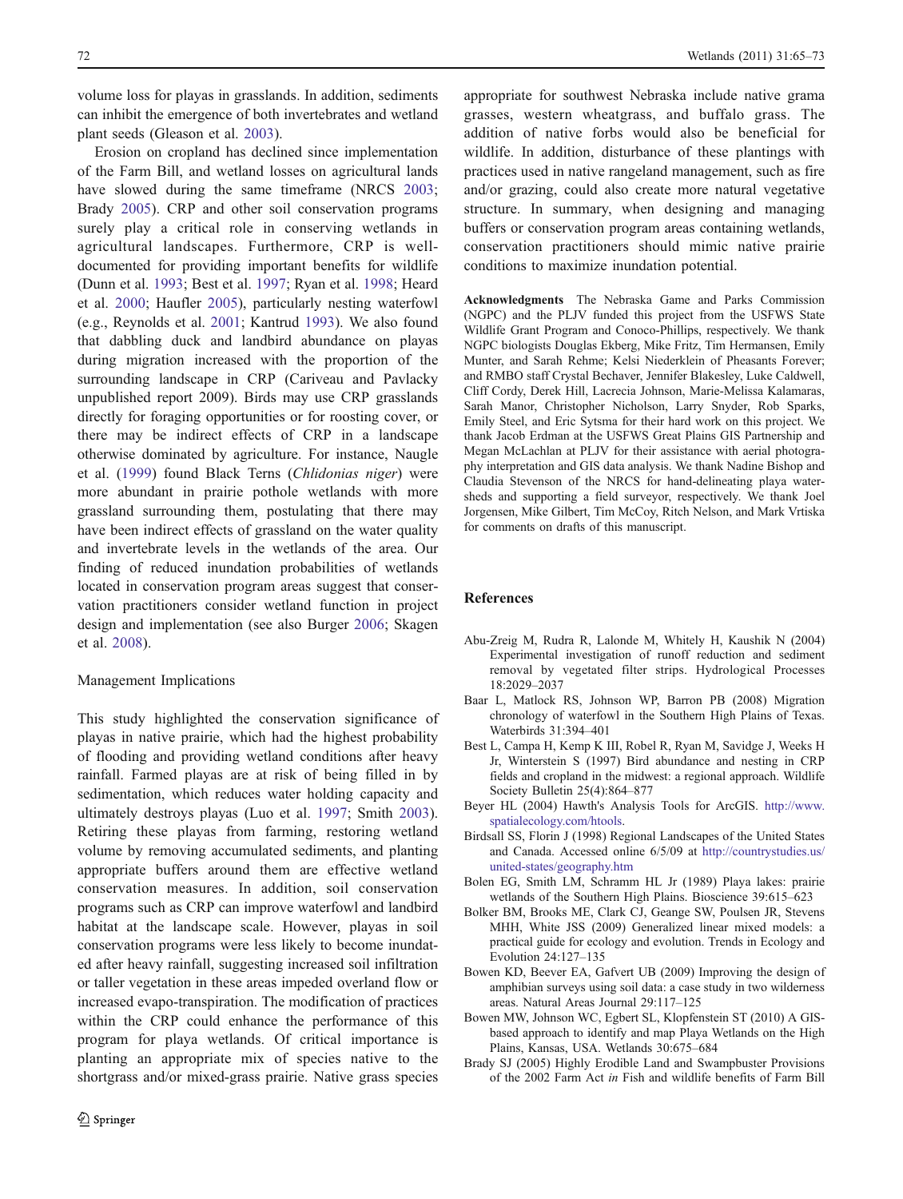volume loss for playas in grasslands. In addition, sediments can inhibit the emergence of both invertebrates and wetland plant seeds (Gleason et al. 2003).

Erosion on cropland has declined since implementation of the Farm Bill, and wetland losses on agricultural lands have slowed during the same timeframe (NRCS 2003; Brady 2005). CRP and other soil conservation programs surely play a critical role in conserving wetlands in agricultural landscapes. Furthermore, CRP is well-documented for providing important benefits for wildlife (Dunn et al. 1993; Best et al. 1997; Ryan et al. 1998; Heard et al. 2000; Haufler 2005), particularly nesting waterfowl (e.g., Reynolds et al. 2001; Kantrud 1993). We also found that dabbling duck and landbird abundance on playas during migration increased with the proportion of the surrounding landscape in CRP (Cariveau and Pavlacky unpublished report 2009). Birds may use CRP grasslands directly for foraging opportunities or for roosting cover, or there may be indirect effects of CRP in a landscape otherwise dominated by agriculture. For instance, Naugle et al. (1999) found Black Terns (*Chlidonias niger*) were more abundant in prairie pothole wetlands with more grassland surrounding them, postulating that there may have been indirect effects of grassland on the water quality and invertebrate levels in the wetlands of the area. Our finding of reduced inundation probabilities of wetlands located in conservation program areas suggest that conservation practitioners consider wetland function in project design and implementation (see also Burger 2006; Skagen et al. 2008).

### Management Implications

This study highlighted the conservation significance of playas in native prairie, which had the highest probability of flooding and providing wetland conditions after heavy rainfall. Farmed playas are at risk of being filled in by sedimentation, which reduces water holding capacity and ultimately destroys playas (Luo et al. 1997; Smith 2003). Retiring these playas from farming, restoring wetland volume by removing accumulated sediments, and planting appropriate buffers around them are effective wetland conservation measures. In addition, soil conservation programs such as CRP can improve waterfowl and landbird habitat at the landscape scale. However, playas in soil conservation programs were less likely to become inundated after heavy rainfall, suggesting increased soil infiltration or taller vegetation in these areas impeded overland flow or increased evapo-transpiration. The modification of practices within the CRP could enhance the performance of this program for playa wetlands. Of critical importance is planting an appropriate mix of species native to the shortgrass and/or mixed-grass prairie. Native grass species appropriate for southwest Nebraska include native grama grasses, western wheatgrass, and buffalo grass. The addition of native forbs would also be beneficial for wildlife. In addition, disturbance of these plantings with practices used in native rangeland management, such as fire and/or grazing, could also create more natural vegetative structure. In summary, when designing and managing buffers or conservation program areas containing wetlands, conservation practitioners should mimic native prairie conditions to maximize inundation potential.

**Acknowledgments** The Nebraska Game and Parks Commission (NGPC) and the PLJV funded this project from the USFWS State Wildlife Grant Program and Conoco-Phillips, respectively. We thank NGPC biologists Douglas Ekberg, Mike Fritz, Tim Hermansen, Emily Munter, and Sarah Rehme; Kelsi Niederklein of Pheasants Forever; and RMBO staff Crystal Bechaver, Jennifer Blakesley, Luke Caldwell, Cliff Cordy, Derek Hill, Lacrecia Johnson, Marie-Melissa Kalamaras, Sarah Manor, Christopher Nicholson, Larry Snyder, Rob Sparks, Emily Steel, and Eric Sytsma for their hard work on this project. We thank Jacob Erdman at the USFWS Great Plains GIS Partnership and Megan McLachlan at PLJV for their assistance with aerial photography interpretation and GIS data analysis. We thank Nadine Bishop and Claudia Stevenson of the NRCS for hand-delineating playa watersheds and supporting a field surveyor, respectively. We thank Joel Jorgensen, Mike Gilbert, Tim McCoy, Ritch Nelson, and Mark Vrtiska for comments on drafts of this manuscript.

## References

Abu-Zreig M, Rudra R, Lalonde M, Whitely H, Kaushik N (2004) Experimental investigation of runoff reduction and sediment removal by vegetated filter strips. Hydrological Processes 18:2029–2037

Baar L, Matlock RS, Johnson WP, Barron PB (2008) Migration chronology of waterfowl in the Southern High Plains of Texas. Waterbirds 31:394–401

Best L, Campa H, Kemp K III, Robel R, Ryan M, Savidge J, Weeks H Jr, Winterstein S (1997) Bird abundance and nesting in CRP fields and cropland in the midwest: a regional approach. Wildlife Society Bulletin 25(4):864–877

Beyer HL (2004) Hawth's Analysis Tools for ArcGIS. http://www.spatialecology.com/htools.

Birdsall SS, Florin J (1998) Regional Landscapes of the United States and Canada. Accessed online 6/5/09 at http://countrystudies.us/united-states/geography.htm

Bolen EG, Smith LM, Schramm HL Jr (1989) Playa lakes: prairie wetlands of the Southern High Plains. Bioscience 39:615–623

Bolker BM, Brooks ME, Clark CJ, Geange SW, Poulsen JR, Stevens MHH, White JSS (2009) Generalized linear mixed models: a practical guide for ecology and evolution. Trends in Ecology and Evolution 24:127–135

Bowen KD, Beever EA, Gafvert UB (2009) Improving the design of amphibian surveys using soil data: a case study in two wilderness areas. Natural Areas Journal 29:117–125

Bowen MW, Johnson WC, Egbert SL, Klopfenstein ST (2010) A GIS-based approach to identify and map Playa Wetlands on the High Plains, Kansas, USA. Wetlands 30:675–684

Brady SJ (2005) Highly Erodible Land and Swampbuster Provisions of the 2002 Farm Act *in* Fish and wildlife benefits of Farm Bill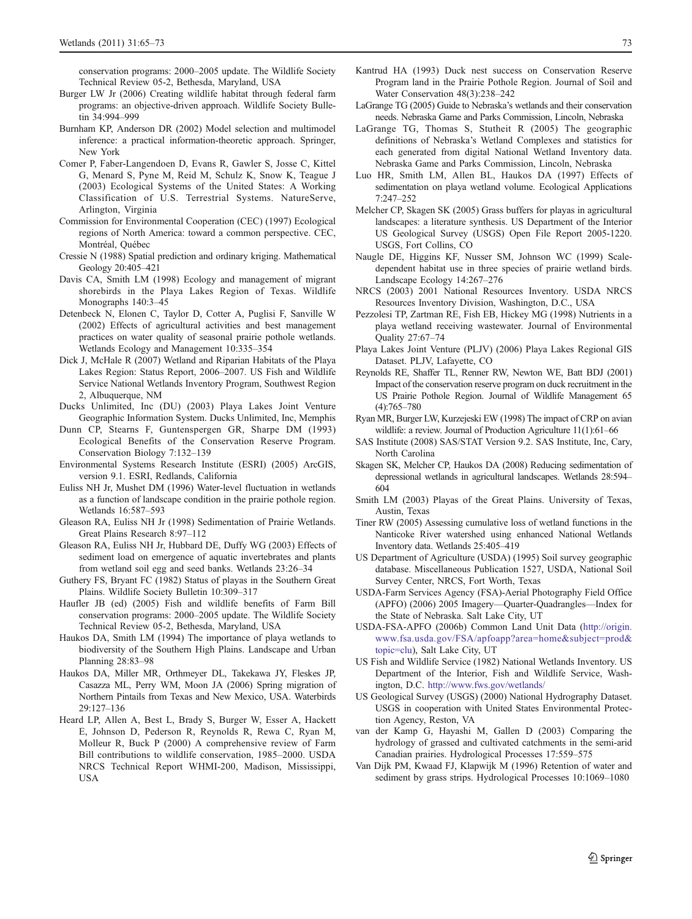conservation programs: 2000–2005 update. The Wildlife Society Technical Review 05-2, Bethesda, Maryland, USA

Burger LW Jr (2006) Creating wildlife habitat through federal farm programs: an objective-driven approach. Wildlife Society Bulletin 34:994–999

Burnham KP, Anderson DR (2002) Model selection and multimodel inference: a practical information-theoretic approach. Springer, New York

Comer P, Faber-Langendoen D, Evans R, Gawler S, Josse C, Kittel G, Menard S, Pyne M, Reid M, Schulz K, Snow K, Teague J (2003) Ecological Systems of the United States: A Working Classification of U.S. Terrestrial Systems. NatureServe, Arlington, Virginia

Commission for Environmental Cooperation (CEC) (1997) Ecological regions of North America: toward a common perspective. CEC, Montréal, Québec

Cressie N (1988) Spatial prediction and ordinary kriging. Mathematical Geology 20:405–421

Davis CA, Smith LM (1998) Ecology and management of migrant shorebirds in the Playa Lakes Region of Texas. Wildlife Monographs 140:3–45

Detenbeck N, Elonen C, Taylor D, Cotter A, Puglisi F, Sanville W (2002) Effects of agricultural activities and best management practices on water quality of seasonal prairie pothole wetlands. Wetlands Ecology and Management 10:335–354

Dick J, McHale R (2007) Wetland and Riparian Habitats of the Playa Lakes Region: Status Report, 2006–2007. US Fish and Wildlife Service National Wetlands Inventory Program, Southwest Region 2, Albuquerque, NM

Ducks Unlimited, Inc (DU) (2003) Playa Lakes Joint Venture Geographic Information System. Ducks Unlimited, Inc, Memphis

Dunn CP, Stearns F, Guntenspergen GR, Sharpe DM (1993) Ecological Benefits of the Conservation Reserve Program. Conservation Biology 7:132–139

Environmental Systems Research Institute (ESRI) (2005) ArcGIS, version 9.1. ESRI, Redlands, California

Euliss NH Jr, Mushet DM (1996) Water-level fluctuation in wetlands as a function of landscape condition in the prairie pothole region. Wetlands 16:587–593

Gleason RA, Euliss NH Jr (1998) Sedimentation of Prairie Wetlands. Great Plains Research 8:97–112

Gleason RA, Euliss NH Jr, Hubbard DE, Duffy WG (2003) Effects of sediment load on emergence of aquatic invertebrates and plants from wetland soil egg and seed banks. Wetlands 23:26–34

Guthery FS, Bryant FC (1982) Status of playas in the Southern Great Plains. Wildlife Society Bulletin 10:309–317

Haufler JB (ed) (2005) Fish and wildlife benefits of Farm Bill conservation programs: 2000–2005 update. The Wildlife Society Technical Review 05-2, Bethesda, Maryland, USA

Haukos DA, Smith LM (1994) The importance of playa wetlands to biodiversity of the Southern High Plains. Landscape and Urban Planning 28:83–98

Haukos DA, Miller MR, Orthmeyer DL, Takekawa JY, Fleskes JP, Casazza ML, Perry WM, Moon JA (2006) Spring migration of Northern Pintails from Texas and New Mexico, USA. Waterbirds 29:127–136

Heard LP, Allen A, Best L, Brady S, Burger W, Esser A, Hackett E, Johnson D, Pederson R, Reynolds R, Rewa C, Ryan M, Molleur R, Buck P (2000) A comprehensive review of Farm Bill contributions to wildlife conservation, 1985–2000. USDA NRCS Technical Report WHMI-200, Madison, Mississippi, USA

Kantrud HA (1993) Duck nest success on Conservation Reserve Program land in the Prairie Pothole Region. Journal of Soil and Water Conservation 48(3):238–242

LaGrange TG (2005) Guide to Nebraska's wetlands and their conservation needs. Nebraska Game and Parks Commission, Lincoln, Nebraska

LaGrange TG, Thomas S, Stutheit R (2005) The geographic definitions of Nebraska's Wetland Complexes and statistics for each generated from digital National Wetland Inventory data. Nebraska Game and Parks Commission, Lincoln, Nebraska

Luo HR, Smith LM, Allen BL, Haukos DA (1997) Effects of sedimentation on playa wetland volume. Ecological Applications 7:247–252

Melcher CP, Skagen SK (2005) Grass buffers for playas in agricultural landscapes: a literature synthesis. US Department of the Interior US Geological Survey (USGS) Open File Report 2005-1220. USGS, Fort Collins, CO

Naugle DE, Higgins KF, Nusser SM, Johnson WC (1999) Scale-dependent habitat use in three species of prairie wetland birds. Landscape Ecology 14:267–276

NRCS (2003) 2001 National Resources Inventory. USDA NRCS Resources Inventory Division, Washington, D.C., USA

Pezzolesi TP, Zartman RE, Fish EB, Hickey MG (1998) Nutrients in a playa wetland receiving wastewater. Journal of Environmental Quality 27:67–74

Playa Lakes Joint Venture (PLJV) (2006) Playa Lakes Regional GIS Dataset. PLJV, Lafayette, CO

Reynolds RE, Shaffer TL, Renner RW, Newton WE, Batt BDJ (2001) Impact of the conservation reserve program on duck recruitment in the US Prairie Pothole Region. Journal of Wildlife Management 65 (4):765–780

Ryan MR, Burger LW, Kurzejeski EW (1998) The impact of CRP on avian wildlife: a review. Journal of Production Agriculture 11(1):61–66

SAS Institute (2008) SAS/STAT Version 9.2. SAS Institute, Inc, Cary, North Carolina

Skagen SK, Melcher CP, Haukos DA (2008) Reducing sedimentation of depressional wetlands in agricultural landscapes. Wetlands 28:594–604

Smith LM (2003) Playas of the Great Plains. University of Texas, Austin, Texas

Tiner RW (2005) Assessing cumulative loss of wetland functions in the Nanticoke River watershed using enhanced National Wetlands Inventory data. Wetlands 25:405–419

US Department of Agriculture (USDA) (1995) Soil survey geographic database. Miscellaneous Publication 1527, USDA, National Soil Survey Center, NRCS, Fort Worth, Texas

USDA-Farm Services Agency (FSA)-Aerial Photography Field Office (APFO) (2006) 2005 Imagery—Quarter-Quadrangles—Index for the State of Nebraska. Salt Lake City, UT

USDA-FSA-APFO (2006b) Common Land Unit Data (http://origin.www.fsa.usda.gov/FSA/apfoapp?area=home&subject=prod&topic=clu), Salt Lake City, UT

US Fish and Wildlife Service (1982) National Wetlands Inventory. US Department of the Interior, Fish and Wildlife Service, Washington, D.C. http://www.fws.gov/wetlands/

US Geological Survey (USGS) (2000) National Hydrography Dataset. USGS in cooperation with United States Environmental Protection Agency, Reston, VA

van der Kamp G, Hayashi M, Gallen D (2003) Comparing the hydrology of grassed and cultivated catchments in the semi-arid Canadian prairies. Hydrological Processes 17:559–575

Van Dijk PM, Kwaad FJ, Klapwijk M (1996) Retention of water and sediment by grass strips. Hydrological Processes 10:1069–1080